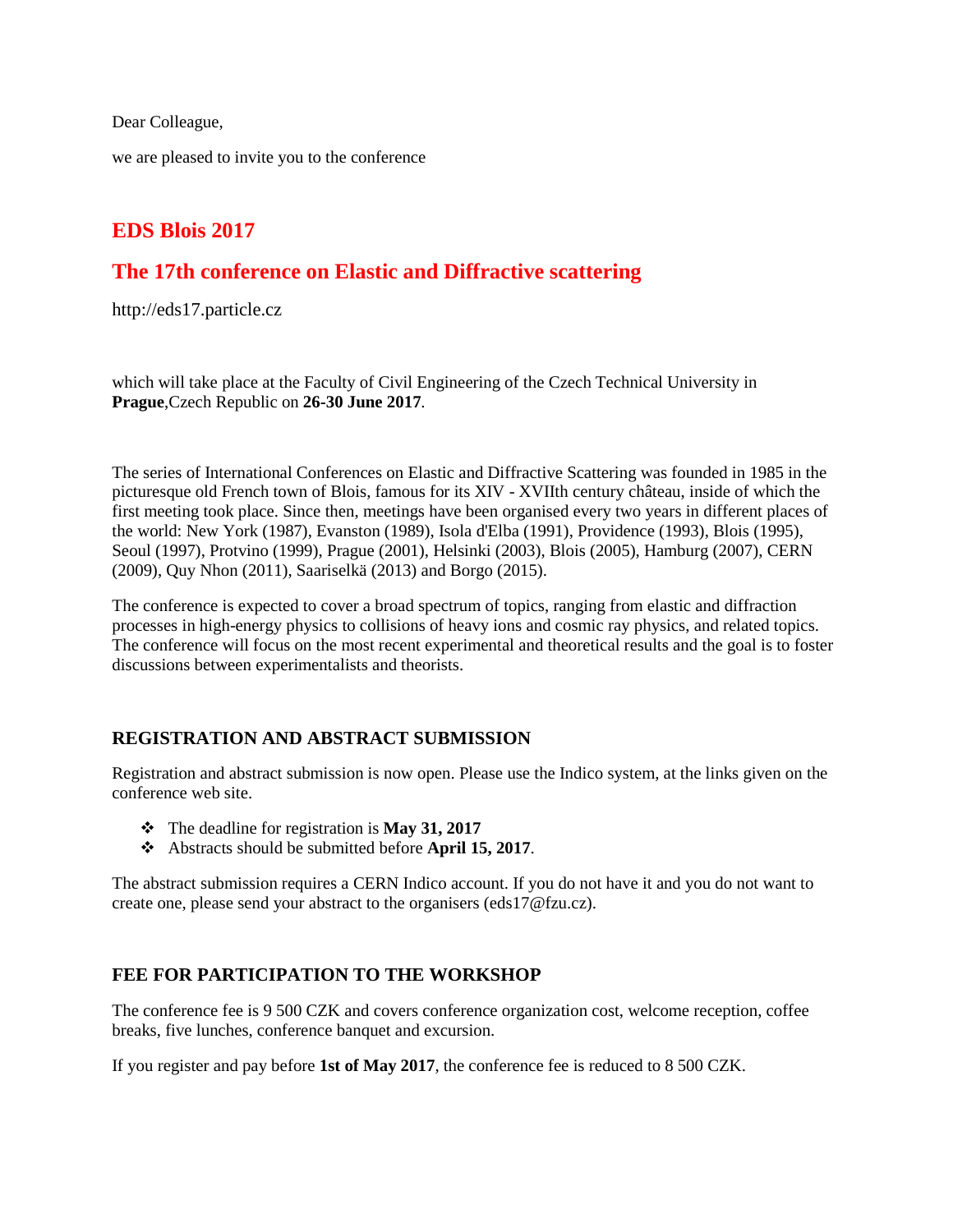Dear Colleague,

we are pleased to invite you to the conference

## EDS Blois 2017

## The 17th conference on Elastic and Diffractive scattering

http://eds17.particle.cz

which will take place at the Faculty of Civil Engineering of the Czech Technical University in **Prague**,Czech Republic on **26-30 June 2017**.

The series of International Conferences on Elastic and Diffractive Scattering was founded in 1985 in the picturesque old French town of Blois, famous for its XIV - XVIIth century château, inside of which the first meeting took place. Since then, meetings have been organised every two years in different places of the world: New York (1987), Evanston (1989), Isola d'Elba (1991), Providence (1993), Blois (1995), Seoul (1997), Protvino (1999), Prague (2001), Helsinki (2003), Blois (2005), Hamburg (2007), CERN (2009), Quy Nhon (2011), Saariselkä (2013) and Borgo (2015).

The conference is expected to cover a broad spectrum of topics, ranging from elastic and diffraction processes in high-energy physics to collisions of heavy ions and cosmic ray physics, and related topics. The conference will focus on the most recent experimental and theoretical results and the goal is to foster discussions between experimentalists and theorists.

### REGISTRATION AND ABSTRACT SUBMISSION

Registration and abstract submission is now open. Please use the Indico system, at the links given on the conference web site.

- The deadline for registration is **May 31, 2017**
- Abstracts should be submitted before **April 15, 2017**.

The abstract submission requires a CERN Indico account. If you do not have it and you do not want to create one, please send your abstract to the organisers (eds17@fzu.cz).

### FEE FOR PARTICIPATION TO THE WORKSHOP

The conference fee is 9 500 CZK and covers conference organization cost, welcome reception, coffee breaks, five lunches, conference banquet and excursion.

If you register and pay before **1st of May 2017**, the conference fee is reduced to 8 500 CZK.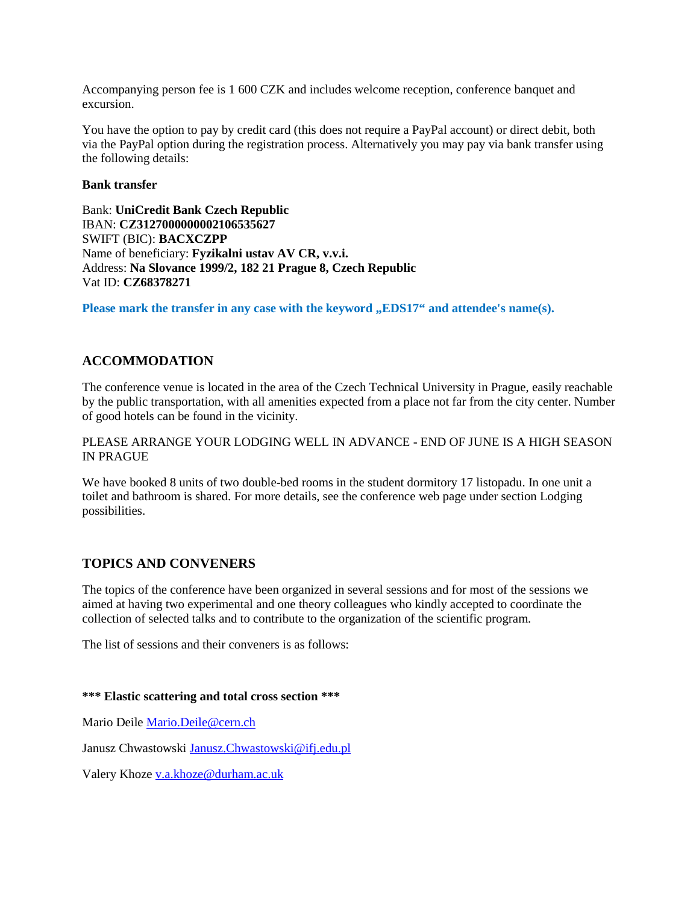Accompanying person fee is 1 600 CZK and includes welcome reception, conference banquet and excursion.

You have the option to pay by credit card (this does not require a PayPal account) or direct debit, both via the PayPal option during the registration process. Alternatively you may pay via bank transfer using the following details:

**Bank transfer**

Bank: **UniCredit Bank Czech Republic**
IBAN: **CZ3127000000002106535627**
SWIFT (BIC): **BACXCZPP**
Name of beneficiary: **Fyzikalni ustav AV CR, v.v.i.**
Address: **Na Slovance 1999/2, 182 21 Prague 8, Czech Republic**
Vat ID: **CZ68378271**

**Please mark the transfer in any case with the keyword „EDS17" and attendee's name(s).**

## ACCOMMODATION

The conference venue is located in the area of the Czech Technical University in Prague, easily reachable by the public transportation, with all amenities expected from a place not far from the city center. Number of good hotels can be found in the vicinity.

PLEASE ARRANGE YOUR LODGING WELL IN ADVANCE - END OF JUNE IS A HIGH SEASON IN PRAGUE

We have booked 8 units of two double-bed rooms in the student dormitory 17 listopadu. In one unit a toilet and bathroom is shared. For more details, see the conference web page under section Lodging possibilities.

## TOPICS AND CONVENERS

The topics of the conference have been organized in several sessions and for most of the sessions we aimed at having two experimental and one theory colleagues who kindly accepted to coordinate the collection of selected talks and to contribute to the organization of the scientific program.

The list of sessions and their conveners is as follows:

**\*\*\* Elastic scattering and total cross section \*\*\***

Mario Deile Mario.Deile@cern.ch

Janusz Chwastowski Janusz.Chwastowski@ifj.edu.pl

Valery Khoze v.a.khoze@durham.ac.uk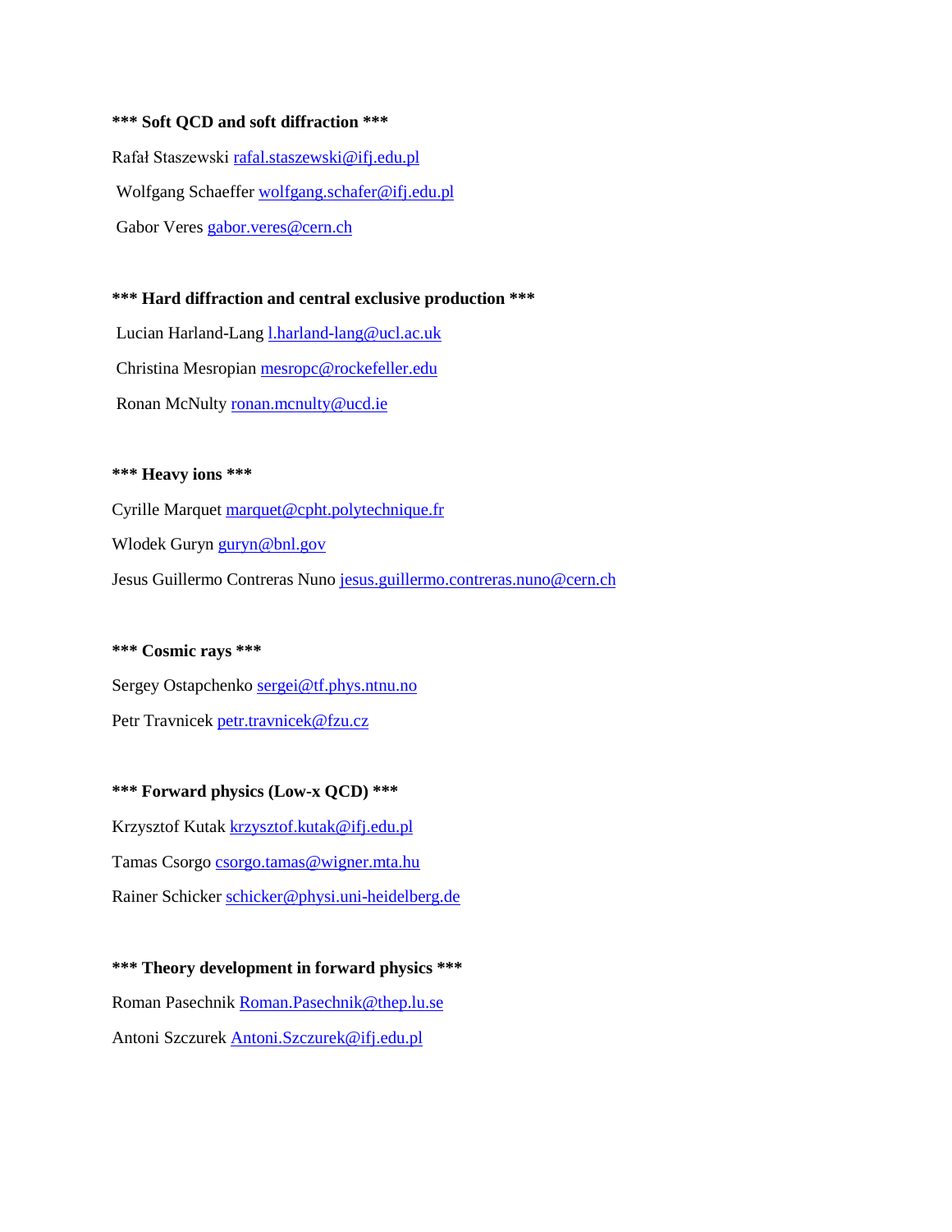**\*\*\* Soft QCD and soft diffraction \*\*\***

Rafał Staszewski rafal.staszewski@ifj.edu.pl

Wolfgang Schaeffer wolfgang.schafer@ifj.edu.pl

Gabor Veres gabor.veres@cern.ch

**\*\*\* Hard diffraction and central exclusive production \*\*\***

Lucian Harland-Lang l.harland-lang@ucl.ac.uk

Christina Mesropian mesropc@rockefeller.edu

Ronan McNulty ronan.mcnulty@ucd.ie

**\*\*\* Heavy ions \*\*\***

Cyrille Marquet marquet@cpht.polytechnique.fr

Wlodek Guryn guryn@bnl.gov

Jesus Guillermo Contreras Nuno jesus.guillermo.contreras.nuno@cern.ch

**\*\*\* Cosmic rays \*\*\***

Sergey Ostapchenko sergei@tf.phys.ntnu.no

Petr Travnicek petr.travnicek@fzu.cz

**\*\*\* Forward physics (Low-x QCD) \*\*\***

Krzysztof Kutak krzysztof.kutak@ifj.edu.pl

Tamas Csorgo csorgo.tamas@wigner.mta.hu

Rainer Schicker schicker@physi.uni-heidelberg.de

**\*\*\* Theory development in forward physics \*\*\***

Roman Pasechnik Roman.Pasechnik@thep.lu.se

Antoni Szczurek Antoni.Szczurek@ifj.edu.pl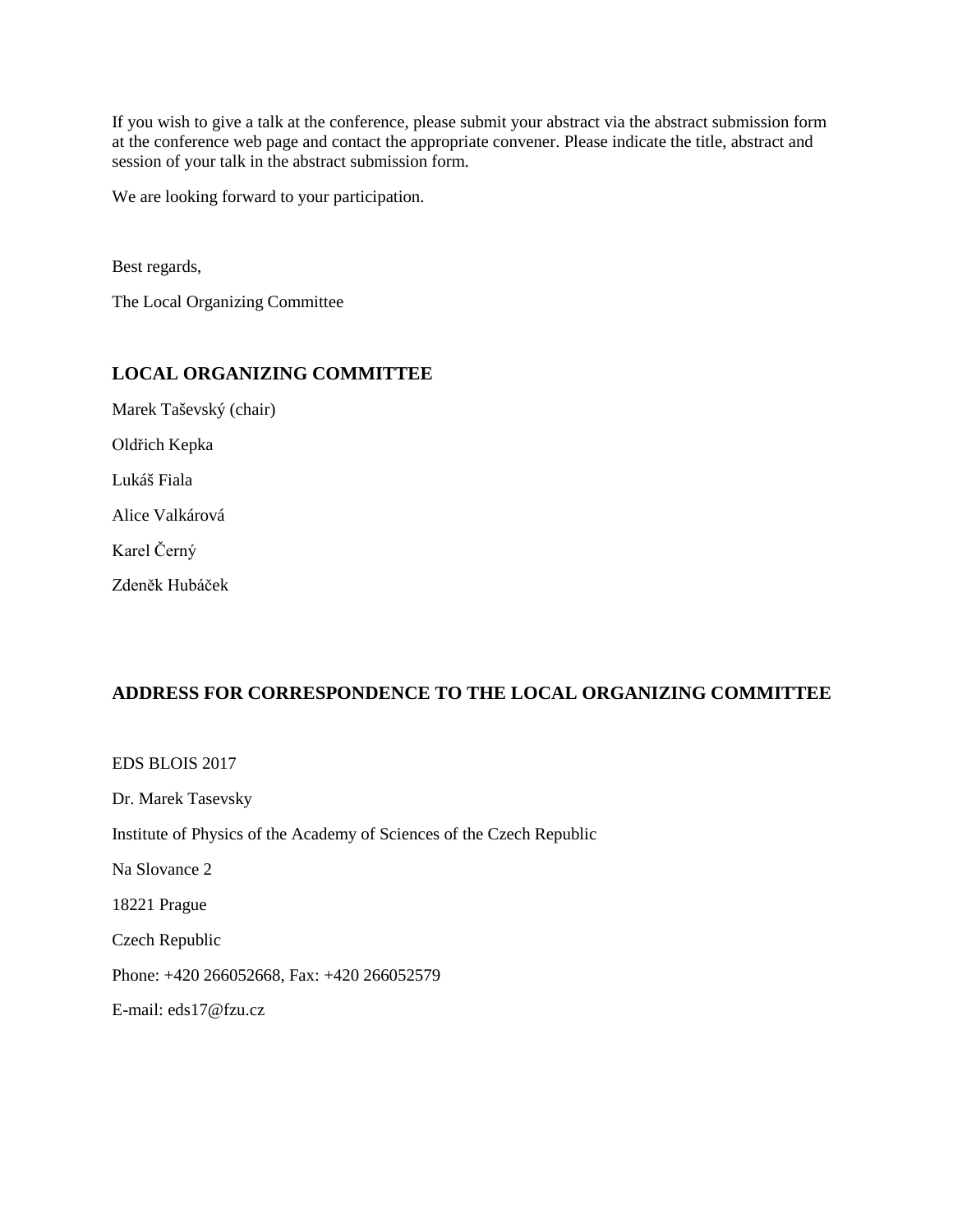If you wish to give a talk at the conference, please submit your abstract via the abstract submission form at the conference web page and contact the appropriate convener. Please indicate the title, abstract and session of your talk in the abstract submission form.

We are looking forward to your participation.

Best regards,

The Local Organizing Committee

## LOCAL ORGANIZING COMMITTEE

Marek Taševský (chair)

Oldřich Kepka

Lukáš Fiala

Alice Valkárová

Karel Černý

Zdeněk Hubáček

## ADDRESS FOR CORRESPONDENCE TO THE LOCAL ORGANIZING COMMITTEE

EDS BLOIS 2017

Dr. Marek Tasevsky

Institute of Physics of the Academy of Sciences of the Czech Republic

Na Slovance 2

18221 Prague

Czech Republic

Phone: +420 266052668, Fax: +420 266052579

E-mail: eds17@fzu.cz